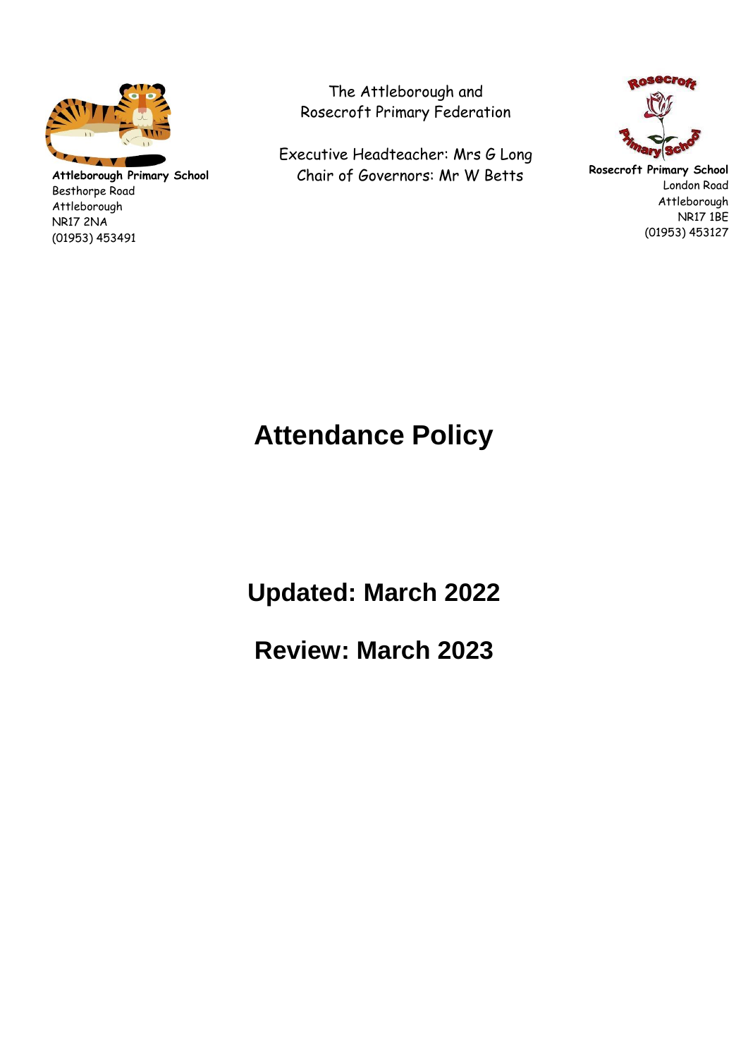**Attleborough Primary School**
Besthorpe Road
Attleborough
NR17 2NA
(01953) 453491

The Attleborough and
Rosecroft Primary Federation

Executive Headteacher: Mrs G Long
Chair of Governors: Mr W Betts

**Rosecroft Primary School**
London Road
Attleborough
NR17 1BE
(01953) 453127

# Attendance Policy

## Updated: March 2022

## Review: March 2023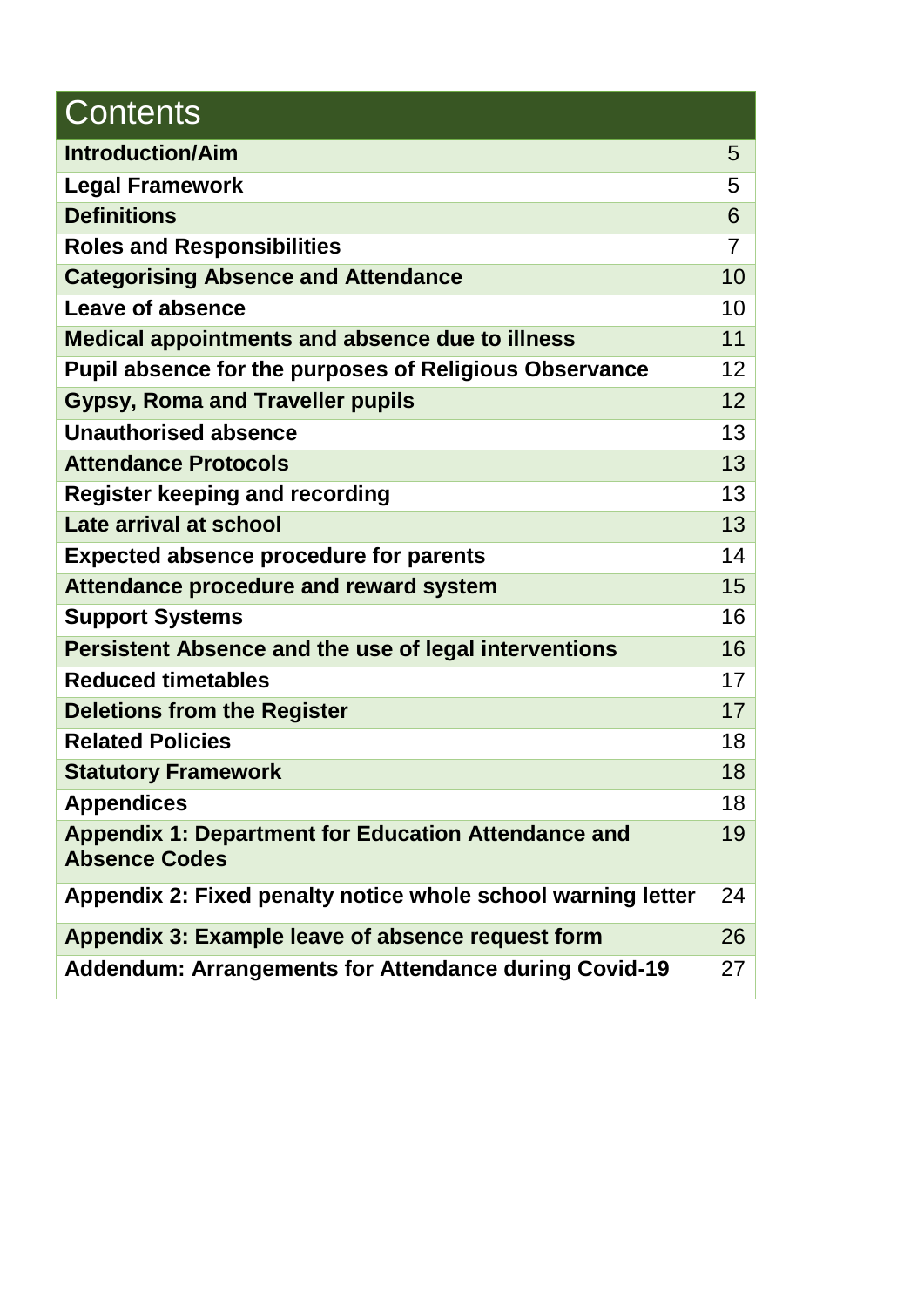| Contents | |
|---|---|
| **Introduction/Aim** | 5 |
| **Legal Framework** | 5 |
| **Definitions** | 6 |
| **Roles and Responsibilities** | 7 |
| **Categorising Absence and Attendance** | 10 |
| **Leave of absence** | 10 |
| **Medical appointments and absence due to illness** | 11 |
| **Pupil absence for the purposes of Religious Observance** | 12 |
| **Gypsy, Roma and Traveller pupils** | 12 |
| **Unauthorised absence** | 13 |
| **Attendance Protocols** | 13 |
| **Register keeping and recording** | 13 |
| **Late arrival at school** | 13 |
| **Expected absence procedure for parents** | 14 |
| **Attendance procedure and reward system** | 15 |
| **Support Systems** | 16 |
| **Persistent Absence and the use of legal interventions** | 16 |
| **Reduced timetables** | 17 |
| **Deletions from the Register** | 17 |
| **Related Policies** | 18 |
| **Statutory Framework** | 18 |
| **Appendices** | 18 |
| **Appendix 1: Department for Education Attendance and Absence Codes** | 19 |
| **Appendix 2: Fixed penalty notice whole school warning letter** | 24 |
| **Appendix 3: Example leave of absence request form** | 26 |
| **Addendum: Arrangements for Attendance during Covid-19** | 27 |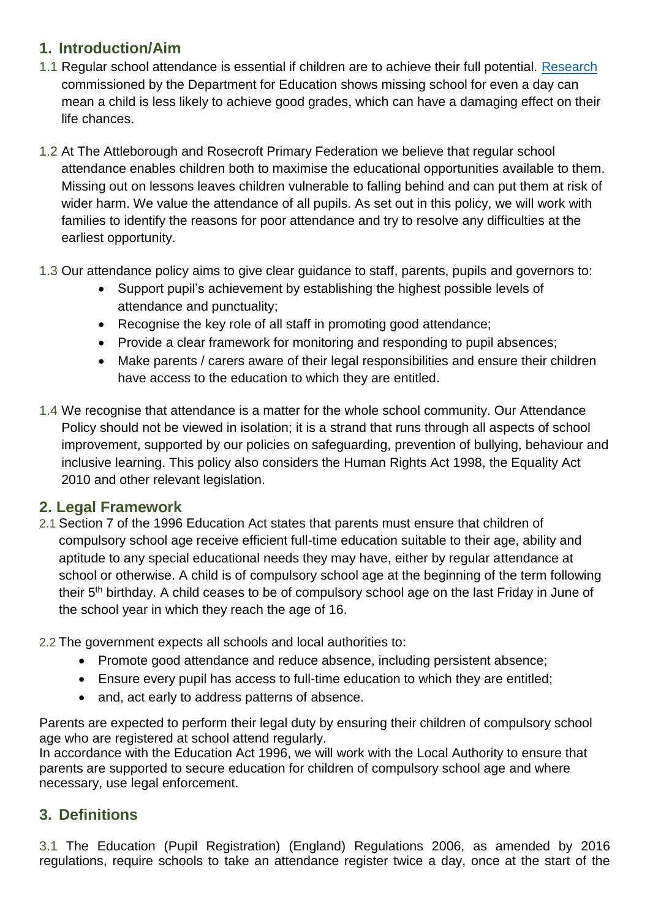## 1. Introduction/Aim

1.1 Regular school attendance is essential if children are to achieve their full potential. [Research](#) commissioned by the Department for Education shows missing school for even a day can mean a child is less likely to achieve good grades, which can have a damaging effect on their life chances.

1.2 At The Attleborough and Rosecroft Primary Federation we believe that regular school attendance enables children both to maximise the educational opportunities available to them. Missing out on lessons leaves children vulnerable to falling behind and can put them at risk of wider harm. We value the attendance of all pupils. As set out in this policy, we will work with families to identify the reasons for poor attendance and try to resolve any difficulties at the earliest opportunity.

1.3 Our attendance policy aims to give clear guidance to staff, parents, pupils and governors to:

- Support pupil's achievement by establishing the highest possible levels of attendance and punctuality;
- Recognise the key role of all staff in promoting good attendance;
- Provide a clear framework for monitoring and responding to pupil absences;
- Make parents / carers aware of their legal responsibilities and ensure their children have access to the education to which they are entitled.

1.4 We recognise that attendance is a matter for the whole school community. Our Attendance Policy should not be viewed in isolation; it is a strand that runs through all aspects of school improvement, supported by our policies on safeguarding, prevention of bullying, behaviour and inclusive learning. This policy also considers the Human Rights Act 1998, the Equality Act 2010 and other relevant legislation.

## 2. Legal Framework

2.1 Section 7 of the 1996 Education Act states that parents must ensure that children of compulsory school age receive efficient full-time education suitable to their age, ability and aptitude to any special educational needs they may have, either by regular attendance at school or otherwise. A child is of compulsory school age at the beginning of the term following their 5th birthday. A child ceases to be of compulsory school age on the last Friday in June of the school year in which they reach the age of 16.

2.2 The government expects all schools and local authorities to:

- Promote good attendance and reduce absence, including persistent absence;
- Ensure every pupil has access to full-time education to which they are entitled;
- and, act early to address patterns of absence.

Parents are expected to perform their legal duty by ensuring their children of compulsory school age who are registered at school attend regularly.
In accordance with the Education Act 1996, we will work with the Local Authority to ensure that parents are supported to secure education for children of compulsory school age and where necessary, use legal enforcement.

## 3. Definitions

3.1 The Education (Pupil Registration) (England) Regulations 2006, as amended by 2016 regulations, require schools to take an attendance register twice a day, once at the start of the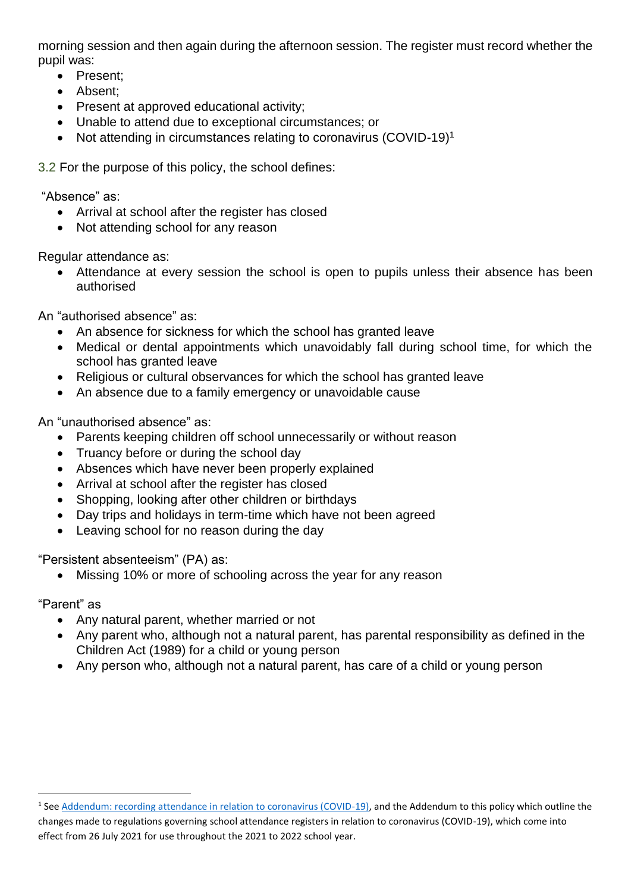morning session and then again during the afternoon session. The register must record whether the pupil was:

- Present;
- Absent;
- Present at approved educational activity;
- Unable to attend due to exceptional circumstances; or
- Not attending in circumstances relating to coronavirus (COVID-19)[1]

3.2 For the purpose of this policy, the school defines:

"Absence" as:

- Arrival at school after the register has closed
- Not attending school for any reason

Regular attendance as:

- Attendance at every session the school is open to pupils unless their absence has been authorised

An "authorised absence" as:

- An absence for sickness for which the school has granted leave
- Medical or dental appointments which unavoidably fall during school time, for which the school has granted leave
- Religious or cultural observances for which the school has granted leave
- An absence due to a family emergency or unavoidable cause

An "unauthorised absence" as:

- Parents keeping children off school unnecessarily or without reason
- Truancy before or during the school day
- Absences which have never been properly explained
- Arrival at school after the register has closed
- Shopping, looking after other children or birthdays
- Day trips and holidays in term-time which have not been agreed
- Leaving school for no reason during the day

"Persistent absenteeism" (PA) as:

- Missing 10% or more of schooling across the year for any reason

"Parent" as

- Any natural parent, whether married or not
- Any parent who, although not a natural parent, has parental responsibility as defined in the Children Act (1989) for a child or young person
- Any person who, although not a natural parent, has care of a child or young person

[1] See Addendum: recording attendance in relation to coronavirus (COVID-19), and the Addendum to this policy which outline the changes made to regulations governing school attendance registers in relation to coronavirus (COVID-19), which come into effect from 26 July 2021 for use throughout the 2021 to 2022 school year.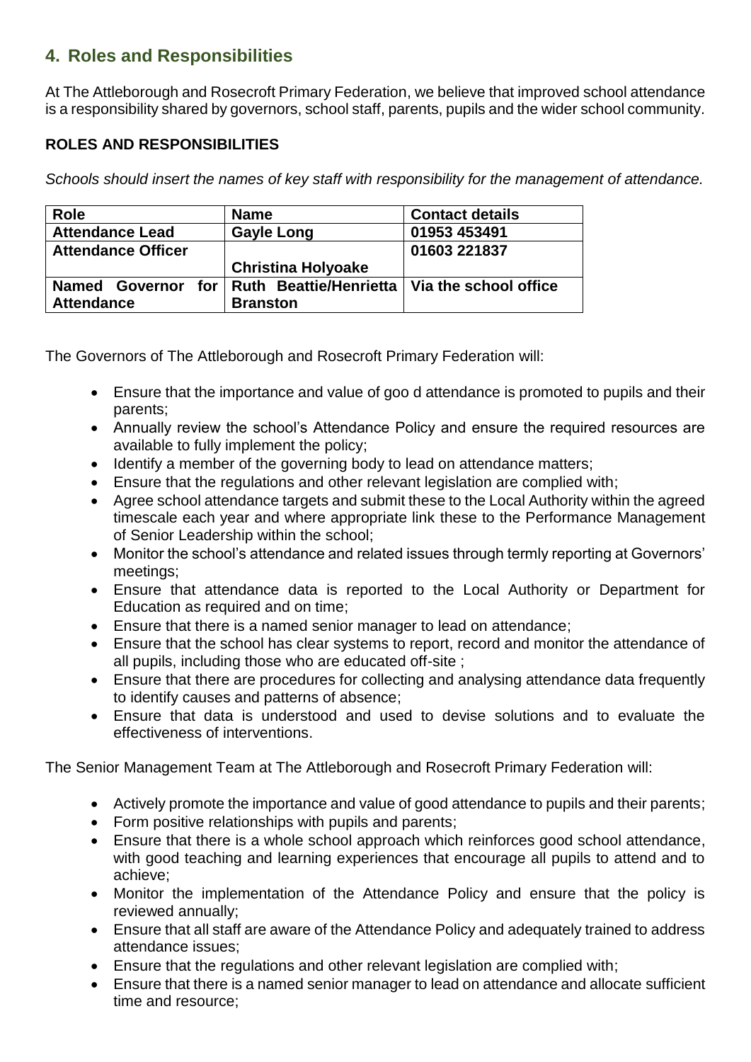## 4. Roles and Responsibilities

At The Attleborough and Rosecroft Primary Federation, we believe that improved school attendance is a responsibility shared by governors, school staff, parents, pupils and the wider school community.

**ROLES AND RESPONSIBILITIES**

*Schools should insert the names of key staff with responsibility for the management of attendance.*

| Role | Name | Contact details |
|---|---|---|
| **Attendance Lead** | **Gayle Long** | **01953 453491** |
| **Attendance Officer** | **Christina Holyoake** | **01603 221837** |
| **Named Governor for Attendance** | **Ruth Beattie/Henrietta Branston** | **Via the school office** |

The Governors of The Attleborough and Rosecroft Primary Federation will:

- Ensure that the importance and value of goo d attendance is promoted to pupils and their parents;
- Annually review the school's Attendance Policy and ensure the required resources are available to fully implement the policy;
- Identify a member of the governing body to lead on attendance matters;
- Ensure that the regulations and other relevant legislation are complied with;
- Agree school attendance targets and submit these to the Local Authority within the agreed timescale each year and where appropriate link these to the Performance Management of Senior Leadership within the school;
- Monitor the school's attendance and related issues through termly reporting at Governors' meetings;
- Ensure that attendance data is reported to the Local Authority or Department for Education as required and on time;
- Ensure that there is a named senior manager to lead on attendance;
- Ensure that the school has clear systems to report, record and monitor the attendance of all pupils, including those who are educated off-site ;
- Ensure that there are procedures for collecting and analysing attendance data frequently to identify causes and patterns of absence;
- Ensure that data is understood and used to devise solutions and to evaluate the effectiveness of interventions.

The Senior Management Team at The Attleborough and Rosecroft Primary Federation will:

- Actively promote the importance and value of good attendance to pupils and their parents;
- Form positive relationships with pupils and parents;
- Ensure that there is a whole school approach which reinforces good school attendance, with good teaching and learning experiences that encourage all pupils to attend and to achieve;
- Monitor the implementation of the Attendance Policy and ensure that the policy is reviewed annually;
- Ensure that all staff are aware of the Attendance Policy and adequately trained to address attendance issues;
- Ensure that the regulations and other relevant legislation are complied with;
- Ensure that there is a named senior manager to lead on attendance and allocate sufficient time and resource;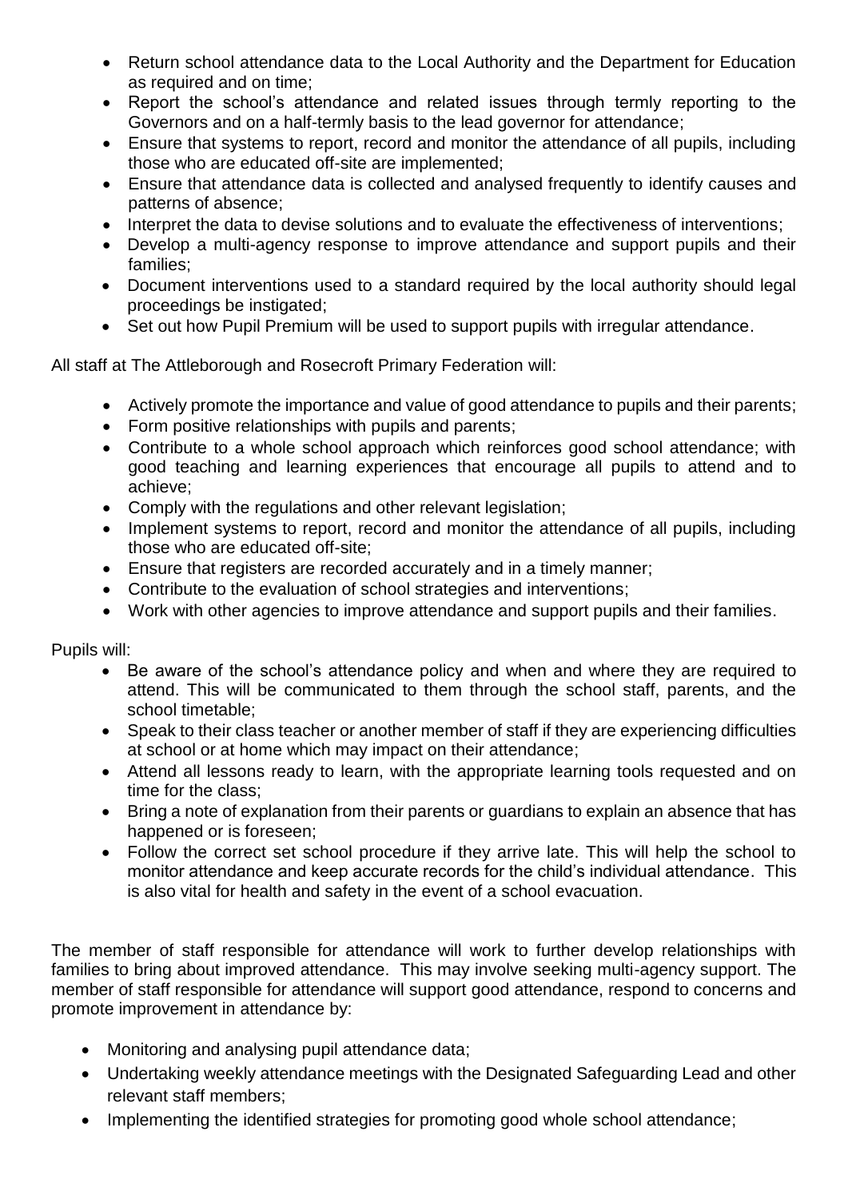- Return school attendance data to the Local Authority and the Department for Education as required and on time;
- Report the school's attendance and related issues through termly reporting to the Governors and on a half-termly basis to the lead governor for attendance;
- Ensure that systems to report, record and monitor the attendance of all pupils, including those who are educated off-site are implemented;
- Ensure that attendance data is collected and analysed frequently to identify causes and patterns of absence;
- Interpret the data to devise solutions and to evaluate the effectiveness of interventions;
- Develop a multi-agency response to improve attendance and support pupils and their families;
- Document interventions used to a standard required by the local authority should legal proceedings be instigated;
- Set out how Pupil Premium will be used to support pupils with irregular attendance.

All staff at The Attleborough and Rosecroft Primary Federation will:

- Actively promote the importance and value of good attendance to pupils and their parents;
- Form positive relationships with pupils and parents;
- Contribute to a whole school approach which reinforces good school attendance; with good teaching and learning experiences that encourage all pupils to attend and to achieve;
- Comply with the regulations and other relevant legislation;
- Implement systems to report, record and monitor the attendance of all pupils, including those who are educated off-site;
- Ensure that registers are recorded accurately and in a timely manner;
- Contribute to the evaluation of school strategies and interventions;
- Work with other agencies to improve attendance and support pupils and their families.

Pupils will:

- Be aware of the school's attendance policy and when and where they are required to attend. This will be communicated to them through the school staff, parents, and the school timetable;
- Speak to their class teacher or another member of staff if they are experiencing difficulties at school or at home which may impact on their attendance;
- Attend all lessons ready to learn, with the appropriate learning tools requested and on time for the class;
- Bring a note of explanation from their parents or guardians to explain an absence that has happened or is foreseen;
- Follow the correct set school procedure if they arrive late. This will help the school to monitor attendance and keep accurate records for the child's individual attendance. This is also vital for health and safety in the event of a school evacuation.

The member of staff responsible for attendance will work to further develop relationships with families to bring about improved attendance. This may involve seeking multi-agency support. The member of staff responsible for attendance will support good attendance, respond to concerns and promote improvement in attendance by:

- Monitoring and analysing pupil attendance data;
- Undertaking weekly attendance meetings with the Designated Safeguarding Lead and other relevant staff members;
- Implementing the identified strategies for promoting good whole school attendance;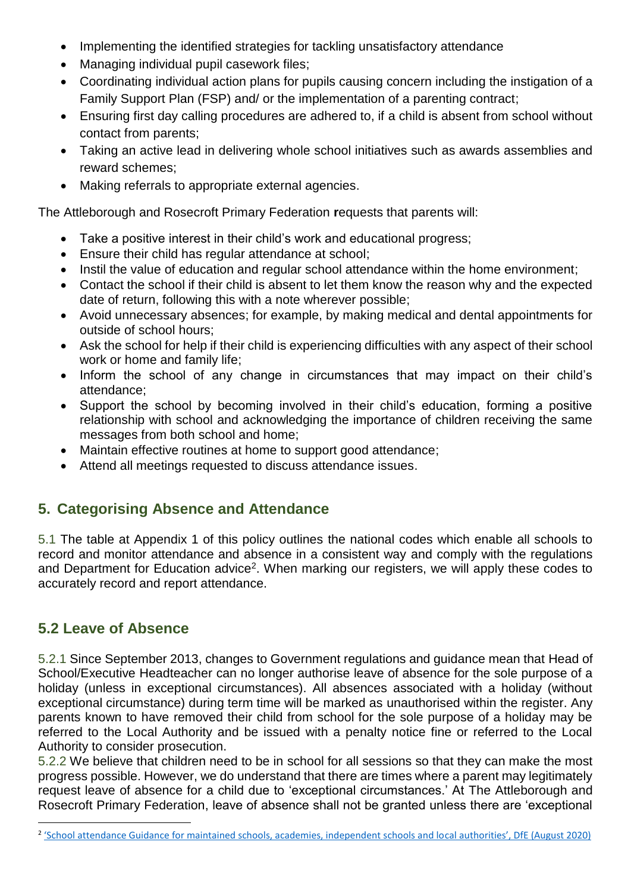- Implementing the identified strategies for tackling unsatisfactory attendance
- Managing individual pupil casework files;
- Coordinating individual action plans for pupils causing concern including the instigation of a Family Support Plan (FSP) and/ or the implementation of a parenting contract;
- Ensuring first day calling procedures are adhered to, if a child is absent from school without contact from parents;
- Taking an active lead in delivering whole school initiatives such as awards assemblies and reward schemes;
- Making referrals to appropriate external agencies.

The Attleborough and Rosecroft Primary Federation requests that parents will:

- Take a positive interest in their child's work and educational progress;
- Ensure their child has regular attendance at school;
- Instil the value of education and regular school attendance within the home environment;
- Contact the school if their child is absent to let them know the reason why and the expected date of return, following this with a note wherever possible;
- Avoid unnecessary absences; for example, by making medical and dental appointments for outside of school hours;
- Ask the school for help if their child is experiencing difficulties with any aspect of their school work or home and family life;
- Inform the school of any change in circumstances that may impact on their child's attendance;
- Support the school by becoming involved in their child's education, forming a positive relationship with school and acknowledging the importance of children receiving the same messages from both school and home;
- Maintain effective routines at home to support good attendance;
- Attend all meetings requested to discuss attendance issues.

## 5. Categorising Absence and Attendance

5.1 The table at Appendix 1 of this policy outlines the national codes which enable all schools to record and monitor attendance and absence in a consistent way and comply with the regulations and Department for Education advice[2]. When marking our registers, we will apply these codes to accurately record and report attendance.

## 5.2 Leave of Absence

5.2.1 Since September 2013, changes to Government regulations and guidance mean that Head of School/Executive Headteacher can no longer authorise leave of absence for the sole purpose of a holiday (unless in exceptional circumstances). All absences associated with a holiday (without exceptional circumstance) during term time will be marked as unauthorised within the register. Any parents known to have removed their child from school for the sole purpose of a holiday may be referred to the Local Authority and be issued with a penalty notice fine or referred to the Local Authority to consider prosecution.

5.2.2 We believe that children need to be in school for all sessions so that they can make the most progress possible. However, we do understand that there are times where a parent may legitimately request leave of absence for a child due to 'exceptional circumstances.' At The Attleborough and Rosecroft Primary Federation, leave of absence shall not be granted unless there are 'exceptional

[2] 'School attendance Guidance for maintained schools, academies, independent schools and local authorities', DfE (August 2020)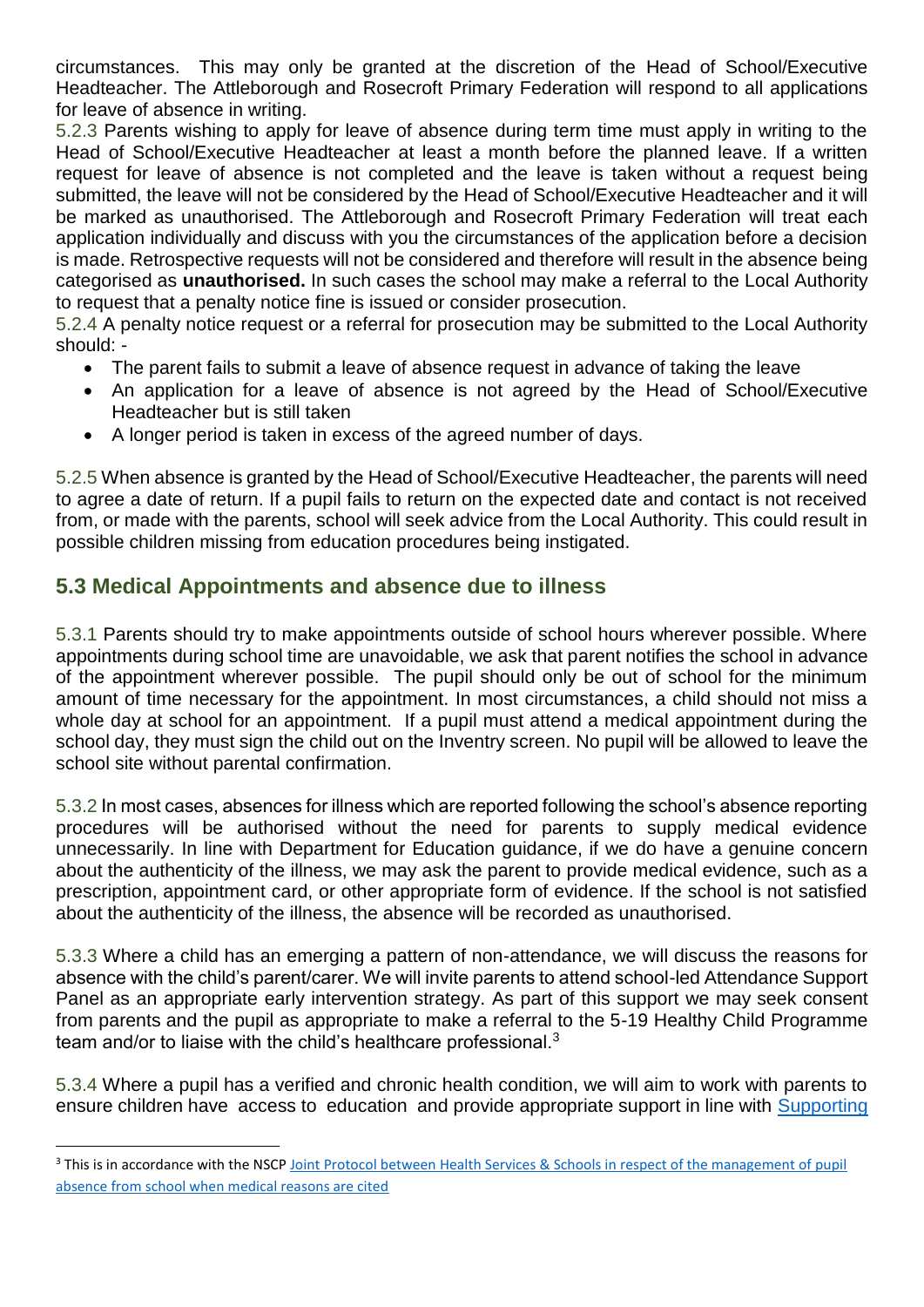circumstances. This may only be granted at the discretion of the Head of School/Executive Headteacher. The Attleborough and Rosecroft Primary Federation will respond to all applications for leave of absence in writing.

5.2.3 Parents wishing to apply for leave of absence during term time must apply in writing to the Head of School/Executive Headteacher at least a month before the planned leave. If a written request for leave of absence is not completed and the leave is taken without a request being submitted, the leave will not be considered by the Head of School/Executive Headteacher and it will be marked as unauthorised. The Attleborough and Rosecroft Primary Federation will treat each application individually and discuss with you the circumstances of the application before a decision is made. Retrospective requests will not be considered and therefore will result in the absence being categorised as **unauthorised.** In such cases the school may make a referral to the Local Authority to request that a penalty notice fine is issued or consider prosecution.

5.2.4 A penalty notice request or a referral for prosecution may be submitted to the Local Authority should: -

- The parent fails to submit a leave of absence request in advance of taking the leave
- An application for a leave of absence is not agreed by the Head of School/Executive Headteacher but is still taken
- A longer period is taken in excess of the agreed number of days.

5.2.5 When absence is granted by the Head of School/Executive Headteacher, the parents will need to agree a date of return. If a pupil fails to return on the expected date and contact is not received from, or made with the parents, school will seek advice from the Local Authority. This could result in possible children missing from education procedures being instigated.

## 5.3 Medical Appointments and absence due to illness

5.3.1 Parents should try to make appointments outside of school hours wherever possible. Where appointments during school time are unavoidable, we ask that parent notifies the school in advance of the appointment wherever possible. The pupil should only be out of school for the minimum amount of time necessary for the appointment. In most circumstances, a child should not miss a whole day at school for an appointment. If a pupil must attend a medical appointment during the school day, they must sign the child out on the Inventry screen. No pupil will be allowed to leave the school site without parental confirmation.

5.3.2 In most cases, absences for illness which are reported following the school's absence reporting procedures will be authorised without the need for parents to supply medical evidence unnecessarily. In line with Department for Education guidance, if we do have a genuine concern about the authenticity of the illness, we may ask the parent to provide medical evidence, such as a prescription, appointment card, or other appropriate form of evidence. If the school is not satisfied about the authenticity of the illness, the absence will be recorded as unauthorised.

5.3.3 Where a child has an emerging a pattern of non-attendance, we will discuss the reasons for absence with the child's parent/carer. We will invite parents to attend school-led Attendance Support Panel as an appropriate early intervention strategy. As part of this support we may seek consent from parents and the pupil as appropriate to make a referral to the 5-19 Healthy Child Programme team and/or to liaise with the child's healthcare professional.[3]

5.3.4 Where a pupil has a verified and chronic health condition, we will aim to work with parents to ensure children have access to education and provide appropriate support in line with Supporting

[3] This is in accordance with the NSCP Joint Protocol between Health Services & Schools in respect of the management of pupil absence from school when medical reasons are cited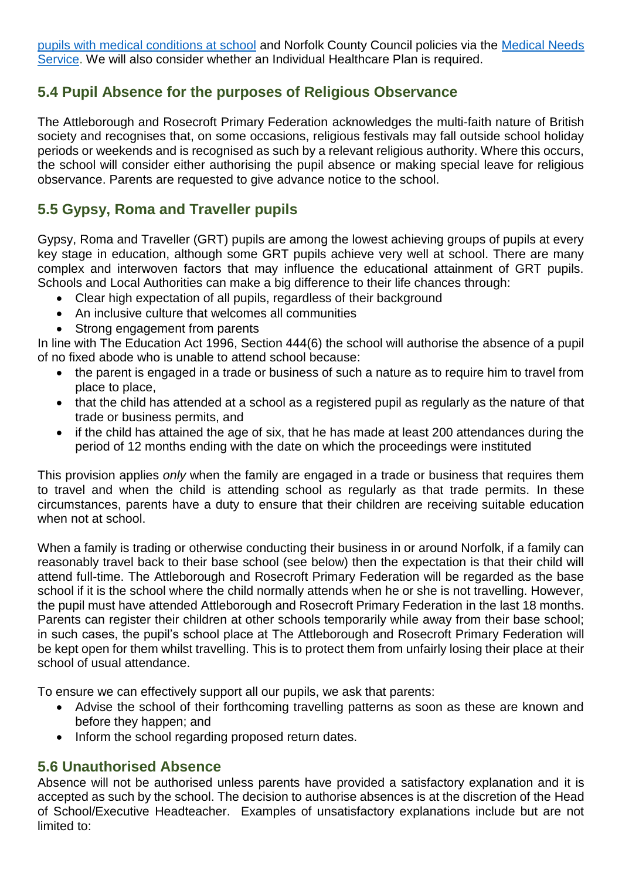[pupils with medical conditions at school](#) and Norfolk County Council policies via the [Medical Needs Service](#). We will also consider whether an Individual Healthcare Plan is required.

## 5.4 Pupil Absence for the purposes of Religious Observance

The Attleborough and Rosecroft Primary Federation acknowledges the multi-faith nature of British society and recognises that, on some occasions, religious festivals may fall outside school holiday periods or weekends and is recognised as such by a relevant religious authority. Where this occurs, the school will consider either authorising the pupil absence or making special leave for religious observance. Parents are requested to give advance notice to the school.

## 5.5 Gypsy, Roma and Traveller pupils

Gypsy, Roma and Traveller (GRT) pupils are among the lowest achieving groups of pupils at every key stage in education, although some GRT pupils achieve very well at school. There are many complex and interwoven factors that may influence the educational attainment of GRT pupils. Schools and Local Authorities can make a big difference to their life chances through:

- Clear high expectation of all pupils, regardless of their background
- An inclusive culture that welcomes all communities
- Strong engagement from parents

In line with The Education Act 1996, Section 444(6) the school will authorise the absence of a pupil of no fixed abode who is unable to attend school because:

- the parent is engaged in a trade or business of such a nature as to require him to travel from place to place,
- that the child has attended at a school as a registered pupil as regularly as the nature of that trade or business permits, and
- if the child has attained the age of six, that he has made at least 200 attendances during the period of 12 months ending with the date on which the proceedings were instituted

This provision applies *only* when the family are engaged in a trade or business that requires them to travel and when the child is attending school as regularly as that trade permits. In these circumstances, parents have a duty to ensure that their children are receiving suitable education when not at school.

When a family is trading or otherwise conducting their business in or around Norfolk, if a family can reasonably travel back to their base school (see below) then the expectation is that their child will attend full-time. The Attleborough and Rosecroft Primary Federation will be regarded as the base school if it is the school where the child normally attends when he or she is not travelling. However, the pupil must have attended Attleborough and Rosecroft Primary Federation in the last 18 months. Parents can register their children at other schools temporarily while away from their base school; in such cases, the pupil's school place at The Attleborough and Rosecroft Primary Federation will be kept open for them whilst travelling. This is to protect them from unfairly losing their place at their school of usual attendance.

To ensure we can effectively support all our pupils, we ask that parents:

- Advise the school of their forthcoming travelling patterns as soon as these are known and before they happen; and
- Inform the school regarding proposed return dates.

## 5.6 Unauthorised Absence

Absence will not be authorised unless parents have provided a satisfactory explanation and it is accepted as such by the school. The decision to authorise absences is at the discretion of the Head of School/Executive Headteacher. Examples of unsatisfactory explanations include but are not limited to: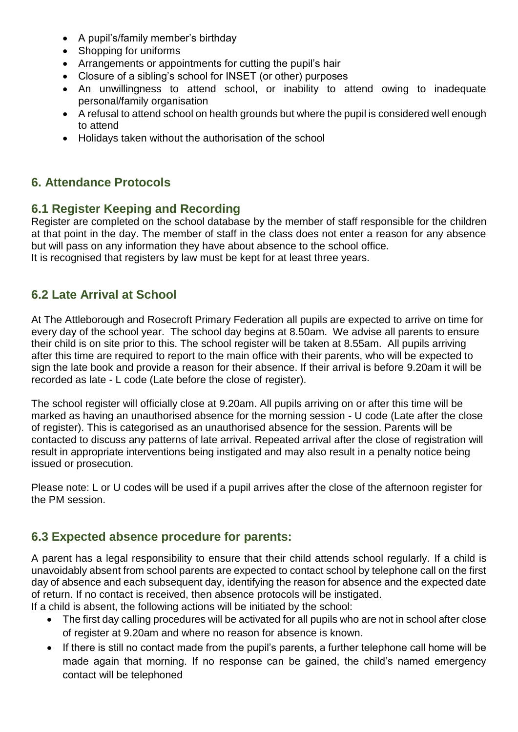- A pupil's/family member's birthday
- Shopping for uniforms
- Arrangements or appointments for cutting the pupil's hair
- Closure of a sibling's school for INSET (or other) purposes
- An unwillingness to attend school, or inability to attend owing to inadequate personal/family organisation
- A refusal to attend school on health grounds but where the pupil is considered well enough to attend
- Holidays taken without the authorisation of the school

## 6. Attendance Protocols

### 6.1 Register Keeping and Recording

Register are completed on the school database by the member of staff responsible for the children at that point in the day. The member of staff in the class does not enter a reason for any absence but will pass on any information they have about absence to the school office.
It is recognised that registers by law must be kept for at least three years.

### 6.2 Late Arrival at School

At The Attleborough and Rosecroft Primary Federation all pupils are expected to arrive on time for every day of the school year. The school day begins at 8.50am. We advise all parents to ensure their child is on site prior to this. The school register will be taken at 8.55am. All pupils arriving after this time are required to report to the main office with their parents, who will be expected to sign the late book and provide a reason for their absence. If their arrival is before 9.20am it will be recorded as late - L code (Late before the close of register).

The school register will officially close at 9.20am. All pupils arriving on or after this time will be marked as having an unauthorised absence for the morning session - U code (Late after the close of register). This is categorised as an unauthorised absence for the session. Parents will be contacted to discuss any patterns of late arrival. Repeated arrival after the close of registration will result in appropriate interventions being instigated and may also result in a penalty notice being issued or prosecution.

Please note: L or U codes will be used if a pupil arrives after the close of the afternoon register for the PM session.

### 6.3 Expected absence procedure for parents:

A parent has a legal responsibility to ensure that their child attends school regularly. If a child is unavoidably absent from school parents are expected to contact school by telephone call on the first day of absence and each subsequent day, identifying the reason for absence and the expected date of return. If no contact is received, then absence protocols will be instigated.
If a child is absent, the following actions will be initiated by the school:

- The first day calling procedures will be activated for all pupils who are not in school after close of register at 9.20am and where no reason for absence is known.
- If there is still no contact made from the pupil's parents, a further telephone call home will be made again that morning. If no response can be gained, the child's named emergency contact will be telephoned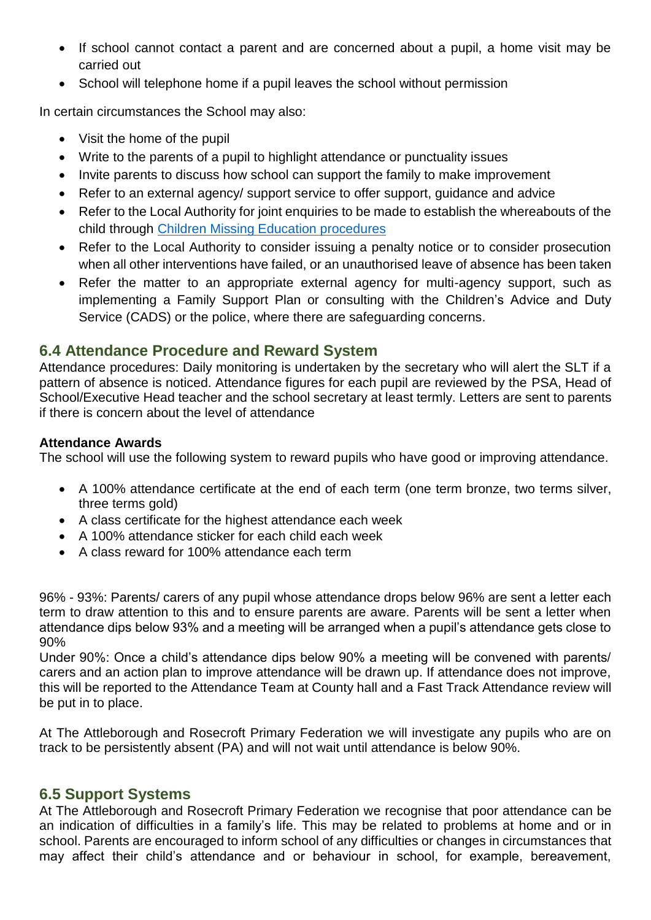- If school cannot contact a parent and are concerned about a pupil, a home visit may be carried out
- School will telephone home if a pupil leaves the school without permission

In certain circumstances the School may also:

- Visit the home of the pupil
- Write to the parents of a pupil to highlight attendance or punctuality issues
- Invite parents to discuss how school can support the family to make improvement
- Refer to an external agency/ support service to offer support, guidance and advice
- Refer to the Local Authority for joint enquiries to be made to establish the whereabouts of the child through [Children Missing Education procedures]
- Refer to the Local Authority to consider issuing a penalty notice or to consider prosecution when all other interventions have failed, or an unauthorised leave of absence has been taken
- Refer the matter to an appropriate external agency for multi-agency support, such as implementing a Family Support Plan or consulting with the Children's Advice and Duty Service (CADS) or the police, where there are safeguarding concerns.

## 6.4 Attendance Procedure and Reward System

Attendance procedures: Daily monitoring is undertaken by the secretary who will alert the SLT if a pattern of absence is noticed. Attendance figures for each pupil are reviewed by the PSA, Head of School/Executive Head teacher and the school secretary at least termly. Letters are sent to parents if there is concern about the level of attendance

**Attendance Awards**

The school will use the following system to reward pupils who have good or improving attendance.

- A 100% attendance certificate at the end of each term (one term bronze, two terms silver, three terms gold)
- A class certificate for the highest attendance each week
- A 100% attendance sticker for each child each week
- A class reward for 100% attendance each term

96% - 93%: Parents/ carers of any pupil whose attendance drops below 96% are sent a letter each term to draw attention to this and to ensure parents are aware. Parents will be sent a letter when attendance dips below 93% and a meeting will be arranged when a pupil's attendance gets close to 90%

Under 90%: Once a child's attendance dips below 90% a meeting will be convened with parents/ carers and an action plan to improve attendance will be drawn up. If attendance does not improve, this will be reported to the Attendance Team at County hall and a Fast Track Attendance review will be put in to place.

At The Attleborough and Rosecroft Primary Federation we will investigate any pupils who are on track to be persistently absent (PA) and will not wait until attendance is below 90%.

## 6.5 Support Systems

At The Attleborough and Rosecroft Primary Federation we recognise that poor attendance can be an indication of difficulties in a family's life. This may be related to problems at home and or in school. Parents are encouraged to inform school of any difficulties or changes in circumstances that may affect their child's attendance and or behaviour in school, for example, bereavement,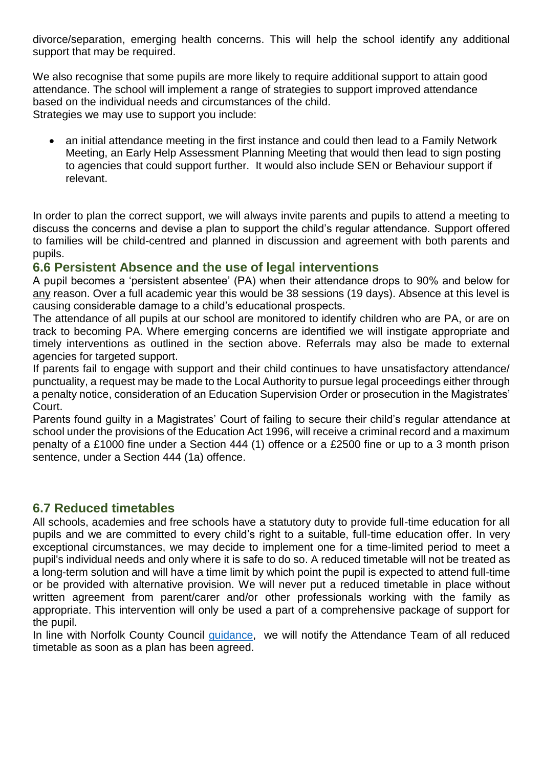divorce/separation, emerging health concerns. This will help the school identify any additional support that may be required.

We also recognise that some pupils are more likely to require additional support to attain good attendance. The school will implement a range of strategies to support improved attendance based on the individual needs and circumstances of the child.
Strategies we may use to support you include:

- an initial attendance meeting in the first instance and could then lead to a Family Network Meeting, an Early Help Assessment Planning Meeting that would then lead to sign posting to agencies that could support further. It would also include SEN or Behaviour support if relevant.

In order to plan the correct support, we will always invite parents and pupils to attend a meeting to discuss the concerns and devise a plan to support the child's regular attendance. Support offered to families will be child-centred and planned in discussion and agreement with both parents and pupils.

## 6.6 Persistent Absence and the use of legal interventions

A pupil becomes a 'persistent absentee' (PA) when their attendance drops to 90% and below for any reason. Over a full academic year this would be 38 sessions (19 days). Absence at this level is causing considerable damage to a child's educational prospects.
The attendance of all pupils at our school are monitored to identify children who are PA, or are on track to becoming PA. Where emerging concerns are identified we will instigate appropriate and timely interventions as outlined in the section above. Referrals may also be made to external agencies for targeted support.
If parents fail to engage with support and their child continues to have unsatisfactory attendance/ punctuality, a request may be made to the Local Authority to pursue legal proceedings either through a penalty notice, consideration of an Education Supervision Order or prosecution in the Magistrates' Court.
Parents found guilty in a Magistrates' Court of failing to secure their child's regular attendance at school under the provisions of the Education Act 1996, will receive a criminal record and a maximum penalty of a £1000 fine under a Section 444 (1) offence or a £2500 fine or up to a 3 month prison sentence, under a Section 444 (1a) offence.

## 6.7 Reduced timetables

All schools, academies and free schools have a statutory duty to provide full-time education for all pupils and we are committed to every child's right to a suitable, full-time education offer. In very exceptional circumstances, we may decide to implement one for a time-limited period to meet a pupil's individual needs and only where it is safe to do so. A reduced timetable will not be treated as a long-term solution and will have a time limit by which point the pupil is expected to attend full-time or be provided with alternative provision. We will never put a reduced timetable in place without written agreement from parent/carer and/or other professionals working with the family as appropriate. This intervention will only be used a part of a comprehensive package of support for the pupil.
In line with Norfolk County Council guidance, we will notify the Attendance Team of all reduced timetable as soon as a plan has been agreed.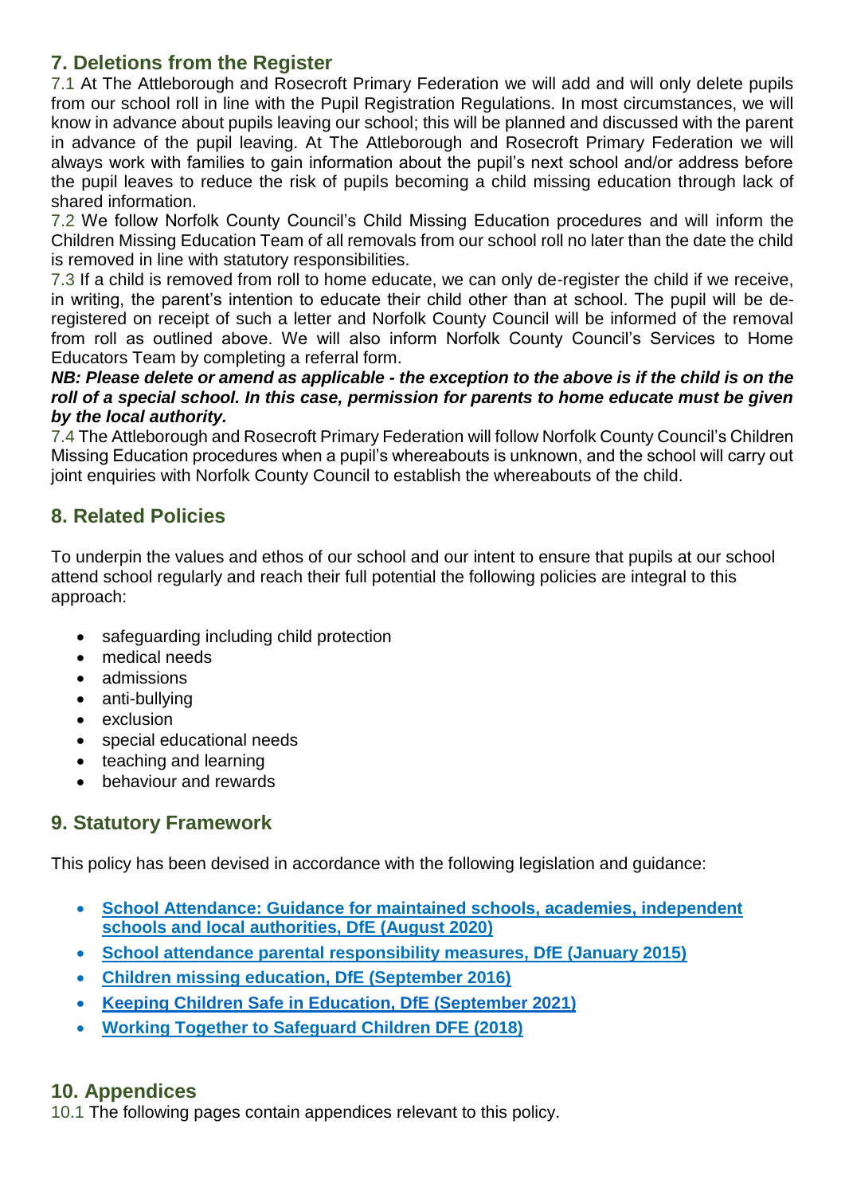## 7. Deletions from the Register

7.1 At The Attleborough and Rosecroft Primary Federation we will add and will only delete pupils from our school roll in line with the Pupil Registration Regulations. In most circumstances, we will know in advance about pupils leaving our school; this will be planned and discussed with the parent in advance of the pupil leaving. At The Attleborough and Rosecroft Primary Federation we will always work with families to gain information about the pupil's next school and/or address before the pupil leaves to reduce the risk of pupils becoming a child missing education through lack of shared information.

7.2 We follow Norfolk County Council's Child Missing Education procedures and will inform the Children Missing Education Team of all removals from our school roll no later than the date the child is removed in line with statutory responsibilities.

7.3 If a child is removed from roll to home educate, we can only de-register the child if we receive, in writing, the parent's intention to educate their child other than at school. The pupil will be de-registered on receipt of such a letter and Norfolk County Council will be informed of the removal from roll as outlined above. We will also inform Norfolk County Council's Services to Home Educators Team by completing a referral form.

***NB: Please delete or amend as applicable - the exception to the above is if the child is on the roll of a special school. In this case, permission for parents to home educate must be given by the local authority.***

7.4 The Attleborough and Rosecroft Primary Federation will follow Norfolk County Council's Children Missing Education procedures when a pupil's whereabouts is unknown, and the school will carry out joint enquiries with Norfolk County Council to establish the whereabouts of the child.

## 8. Related Policies

To underpin the values and ethos of our school and our intent to ensure that pupils at our school attend school regularly and reach their full potential the following policies are integral to this approach:

- safeguarding including child protection
- medical needs
- admissions
- anti-bullying
- exclusion
- special educational needs
- teaching and learning
- behaviour and rewards

## 9. Statutory Framework

This policy has been devised in accordance with the following legislation and guidance:

- **School Attendance: Guidance for maintained schools, academies, independent schools and local authorities, DfE (August 2020)**
- **School attendance parental responsibility measures, DfE (January 2015)**
- **Children missing education, DfE (September 2016)**
- **Keeping Children Safe in Education, DfE (September 2021)**
- **Working Together to Safeguard Children DFE (2018)**

## 10. Appendices

10.1 The following pages contain appendices relevant to this policy.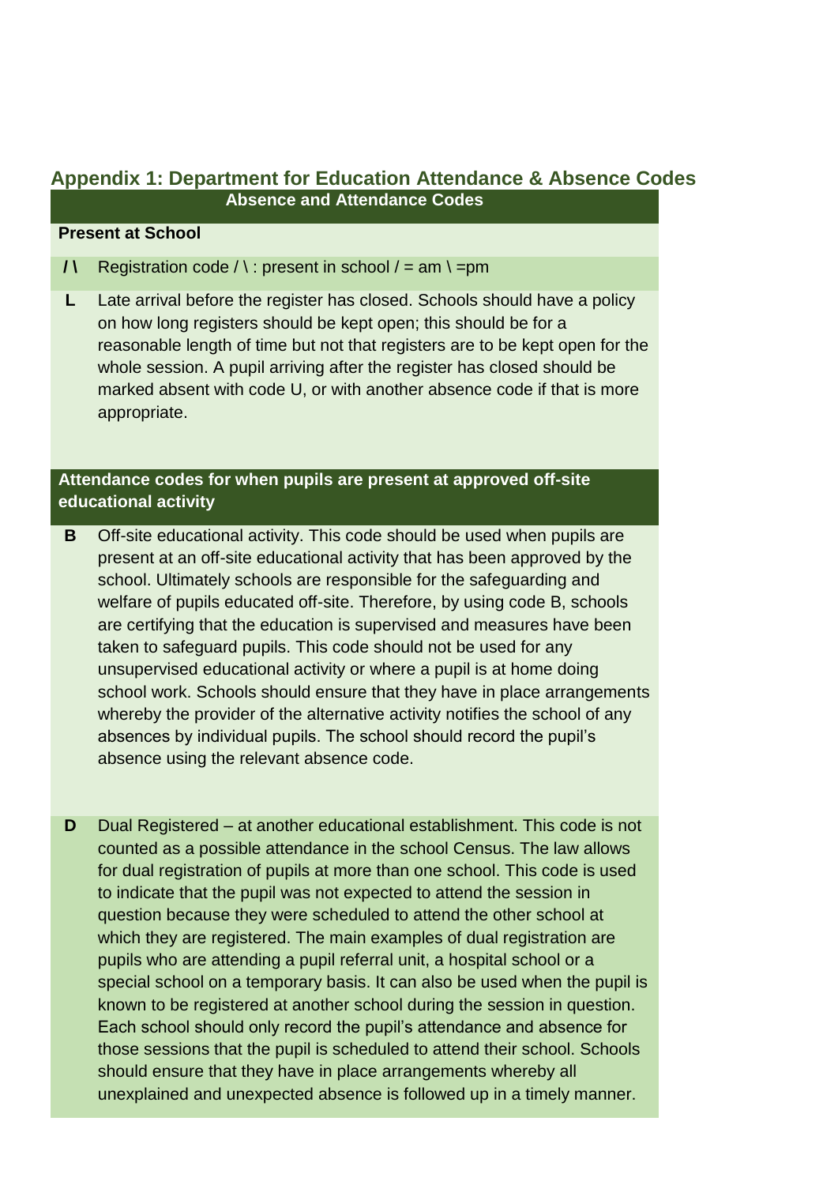## Appendix 1: Department for Education Attendance & Absence Codes

| Absence and Attendance Codes | |
|---|---|
| **Present at School** | |
| **/ \\** | Registration code / \\ : present in school / = am \\ =pm |
| **L** | Late arrival before the register has closed. Schools should have a policy on how long registers should be kept open; this should be for a reasonable length of time but not that registers are to be kept open for the whole session. A pupil arriving after the register has closed should be marked absent with code U, or with another absence code if that is more appropriate. |
| **Attendance codes for when pupils are present at approved off-site educational activity** | |
| **B** | Off-site educational activity. This code should be used when pupils are present at an off-site educational activity that has been approved by the school. Ultimately schools are responsible for the safeguarding and welfare of pupils educated off-site. Therefore, by using code B, schools are certifying that the education is supervised and measures have been taken to safeguard pupils. This code should not be used for any unsupervised educational activity or where a pupil is at home doing school work. Schools should ensure that they have in place arrangements whereby the provider of the alternative activity notifies the school of any absences by individual pupils. The school should record the pupil's absence using the relevant absence code. |
| **D** | Dual Registered – at another educational establishment. This code is not counted as a possible attendance in the school Census. The law allows for dual registration of pupils at more than one school. This code is used to indicate that the pupil was not expected to attend the session in question because they were scheduled to attend the other school at which they are registered. The main examples of dual registration are pupils who are attending a pupil referral unit, a hospital school or a special school on a temporary basis. It can also be used when the pupil is known to be registered at another school during the session in question. Each school should only record the pupil's attendance and absence for those sessions that the pupil is scheduled to attend their school. Schools should ensure that they have in place arrangements whereby all unexplained and unexpected absence is followed up in a timely manner. |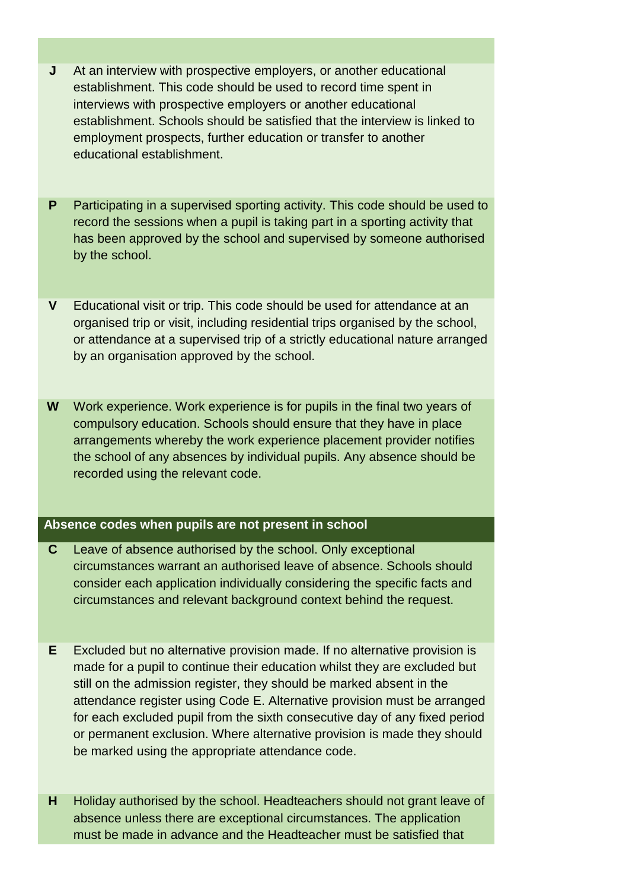| | |
|---|---|
| **J** | At an interview with prospective employers, or another educational establishment. This code should be used to record time spent in interviews with prospective employers or another educational establishment. Schools should be satisfied that the interview is linked to employment prospects, further education or transfer to another educational establishment. |
| **P** | Participating in a supervised sporting activity. This code should be used to record the sessions when a pupil is taking part in a sporting activity that has been approved by the school and supervised by someone authorised by the school. |
| **V** | Educational visit or trip. This code should be used for attendance at an organised trip or visit, including residential trips organised by the school, or attendance at a supervised trip of a strictly educational nature arranged by an organisation approved by the school. |
| **W** | Work experience. Work experience is for pupils in the final two years of compulsory education. Schools should ensure that they have in place arrangements whereby the work experience placement provider notifies the school of any absences by individual pupils. Any absence should be recorded using the relevant code. |
| **Absence codes when pupils are not present in school** | |
| **C** | Leave of absence authorised by the school. Only exceptional circumstances warrant an authorised leave of absence. Schools should consider each application individually considering the specific facts and circumstances and relevant background context behind the request. |
| **E** | Excluded but no alternative provision made. If no alternative provision is made for a pupil to continue their education whilst they are excluded but still on the admission register, they should be marked absent in the attendance register using Code E. Alternative provision must be arranged for each excluded pupil from the sixth consecutive day of any fixed period or permanent exclusion. Where alternative provision is made they should be marked using the appropriate attendance code. |
| **H** | Holiday authorised by the school. Headteachers should not grant leave of absence unless there are exceptional circumstances. The application must be made in advance and the Headteacher must be satisfied that |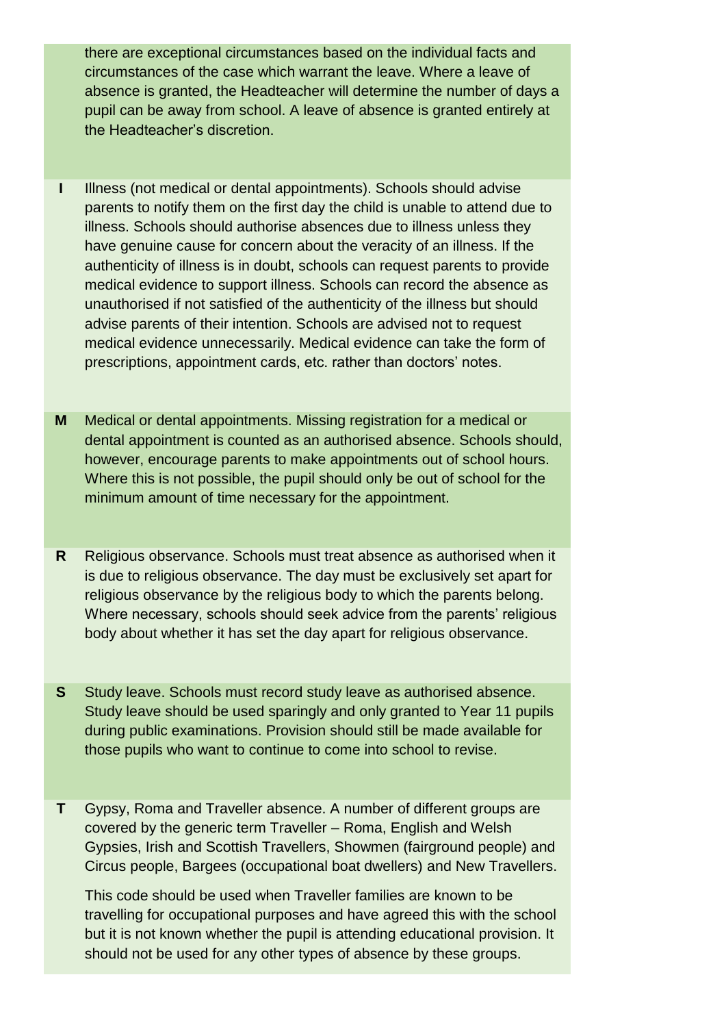| | |
|---|---|
| | there are exceptional circumstances based on the individual facts and circumstances of the case which warrant the leave. Where a leave of absence is granted, the Headteacher will determine the number of days a pupil can be away from school. A leave of absence is granted entirely at the Headteacher's discretion. |
| **I** | Illness (not medical or dental appointments). Schools should advise parents to notify them on the first day the child is unable to attend due to illness. Schools should authorise absences due to illness unless they have genuine cause for concern about the veracity of an illness. If the authenticity of illness is in doubt, schools can request parents to provide medical evidence to support illness. Schools can record the absence as unauthorised if not satisfied of the authenticity of the illness but should advise parents of their intention. Schools are advised not to request medical evidence unnecessarily. Medical evidence can take the form of prescriptions, appointment cards, etc. rather than doctors' notes. |
| **M** | Medical or dental appointments. Missing registration for a medical or dental appointment is counted as an authorised absence. Schools should, however, encourage parents to make appointments out of school hours. Where this is not possible, the pupil should only be out of school for the minimum amount of time necessary for the appointment. |
| **R** | Religious observance. Schools must treat absence as authorised when it is due to religious observance. The day must be exclusively set apart for religious observance by the religious body to which the parents belong. Where necessary, schools should seek advice from the parents' religious body about whether it has set the day apart for religious observance. |
| **S** | Study leave. Schools must record study leave as authorised absence. Study leave should be used sparingly and only granted to Year 11 pupils during public examinations. Provision should still be made available for those pupils who want to continue to come into school to revise. |
| **T** | Gypsy, Roma and Traveller absence. A number of different groups are covered by the generic term Traveller – Roma, English and Welsh Gypsies, Irish and Scottish Travellers, Showmen (fairground people) and Circus people, Bargees (occupational boat dwellers) and New Travellers.<br><br>This code should be used when Traveller families are known to be travelling for occupational purposes and have agreed this with the school but it is not known whether the pupil is attending educational provision. It should not be used for any other types of absence by these groups. |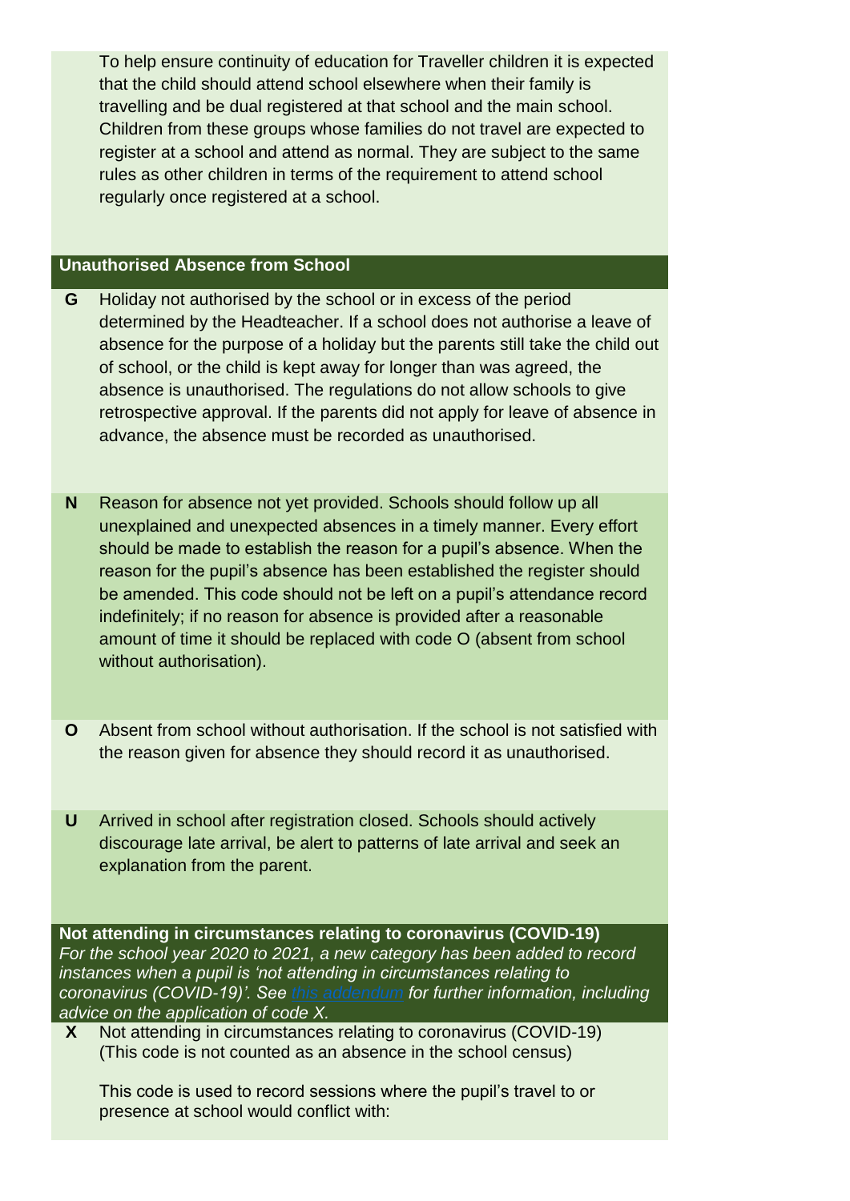To help ensure continuity of education for Traveller children it is expected that the child should attend school elsewhere when their family is travelling and be dual registered at that school and the main school. Children from these groups whose families do not travel are expected to register at a school and attend as normal. They are subject to the same rules as other children in terms of the requirement to attend school regularly once registered at a school.

## Unauthorised Absence from School

**G** Holiday not authorised by the school or in excess of the period determined by the Headteacher. If a school does not authorise a leave of absence for the purpose of a holiday but the parents still take the child out of school, or the child is kept away for longer than was agreed, the absence is unauthorised. The regulations do not allow schools to give retrospective approval. If the parents did not apply for leave of absence in advance, the absence must be recorded as unauthorised.

**N** Reason for absence not yet provided. Schools should follow up all unexplained and unexpected absences in a timely manner. Every effort should be made to establish the reason for a pupil's absence. When the reason for the pupil's absence has been established the register should be amended. This code should not be left on a pupil's attendance record indefinitely; if no reason for absence is provided after a reasonable amount of time it should be replaced with code O (absent from school without authorisation).

**O** Absent from school without authorisation. If the school is not satisfied with the reason given for absence they should record it as unauthorised.

**U** Arrived in school after registration closed. Schools should actively discourage late arrival, be alert to patterns of late arrival and seek an explanation from the parent.

## Not attending in circumstances relating to coronavirus (COVID-19)

*For the school year 2020 to 2021, a new category has been added to record instances when a pupil is 'not attending in circumstances relating to coronavirus (COVID-19)'. See this addendum for further information, including advice on the application of code X.*

**X** Not attending in circumstances relating to coronavirus (COVID-19) (This code is not counted as an absence in the school census)

This code is used to record sessions where the pupil's travel to or presence at school would conflict with: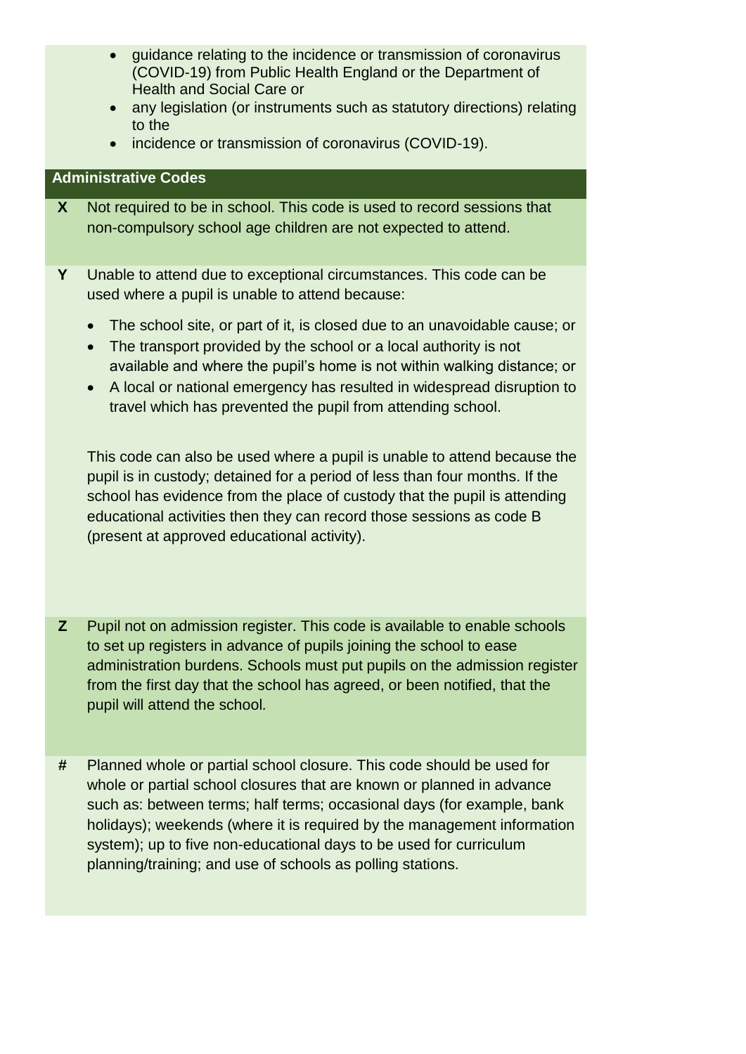- guidance relating to the incidence or transmission of coronavirus (COVID-19) from Public Health England or the Department of Health and Social Care or
- any legislation (or instruments such as statutory directions) relating to the
- incidence or transmission of coronavirus (COVID-19).

| Administrative Codes | |
|---|---|
| **X** | Not required to be in school. This code is used to record sessions that non-compulsory school age children are not expected to attend. |
| **Y** | Unable to attend due to exceptional circumstances. This code can be used where a pupil is unable to attend because:<br><br>• The school site, or part of it, is closed due to an unavoidable cause; or<br>• The transport provided by the school or a local authority is not available and where the pupil's home is not within walking distance; or<br>• A local or national emergency has resulted in widespread disruption to travel which has prevented the pupil from attending school.<br><br>This code can also be used where a pupil is unable to attend because the pupil is in custody; detained for a period of less than four months. If the school has evidence from the place of custody that the pupil is attending educational activities then they can record those sessions as code B (present at approved educational activity). |
| **Z** | Pupil not on admission register. This code is available to enable schools to set up registers in advance of pupils joining the school to ease administration burdens. Schools must put pupils on the admission register from the first day that the school has agreed, or been notified, that the pupil will attend the school. |
| **#** | Planned whole or partial school closure. This code should be used for whole or partial school closures that are known or planned in advance such as: between terms; half terms; occasional days (for example, bank holidays); weekends (where it is required by the management information system); up to five non-educational days to be used for curriculum planning/training; and use of schools as polling stations. |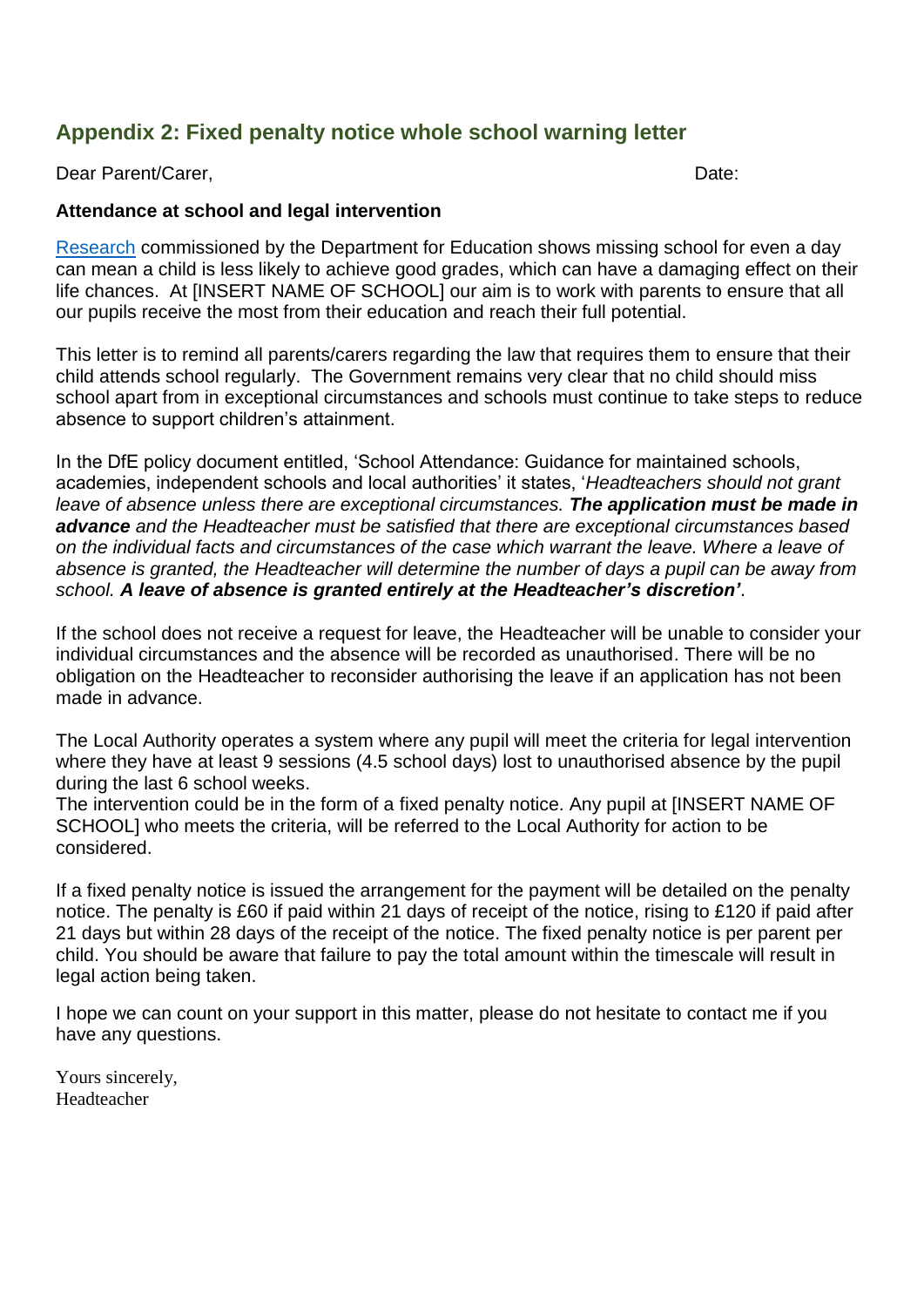## Appendix 2: Fixed penalty notice whole school warning letter

Dear Parent/Carer, Date:

**Attendance at school and legal intervention**

Research commissioned by the Department for Education shows missing school for even a day can mean a child is less likely to achieve good grades, which can have a damaging effect on their life chances. At [INSERT NAME OF SCHOOL] our aim is to work with parents to ensure that all our pupils receive the most from their education and reach their full potential.

This letter is to remind all parents/carers regarding the law that requires them to ensure that their child attends school regularly. The Government remains very clear that no child should miss school apart from in exceptional circumstances and schools must continue to take steps to reduce absence to support children's attainment.

In the DfE policy document entitled, 'School Attendance: Guidance for maintained schools, academies, independent schools and local authorities' it states, '*Headteachers should not grant leave of absence unless there are exceptional circumstances.* ***The application must be made in advance*** *and the Headteacher must be satisfied that there are exceptional circumstances based on the individual facts and circumstances of the case which warrant the leave. Where a leave of absence is granted, the Headteacher will determine the number of days a pupil can be away from school.* ***A leave of absence is granted entirely at the Headteacher's discretion'***.

If the school does not receive a request for leave, the Headteacher will be unable to consider your individual circumstances and the absence will be recorded as unauthorised. There will be no obligation on the Headteacher to reconsider authorising the leave if an application has not been made in advance.

The Local Authority operates a system where any pupil will meet the criteria for legal intervention where they have at least 9 sessions (4.5 school days) lost to unauthorised absence by the pupil during the last 6 school weeks.
The intervention could be in the form of a fixed penalty notice. Any pupil at [INSERT NAME OF SCHOOL] who meets the criteria, will be referred to the Local Authority for action to be considered.

If a fixed penalty notice is issued the arrangement for the payment will be detailed on the penalty notice. The penalty is £60 if paid within 21 days of receipt of the notice, rising to £120 if paid after 21 days but within 28 days of the receipt of the notice. The fixed penalty notice is per parent per child. You should be aware that failure to pay the total amount within the timescale will result in legal action being taken.

I hope we can count on your support in this matter, please do not hesitate to contact me if you have any questions.

Yours sincerely,
Headteacher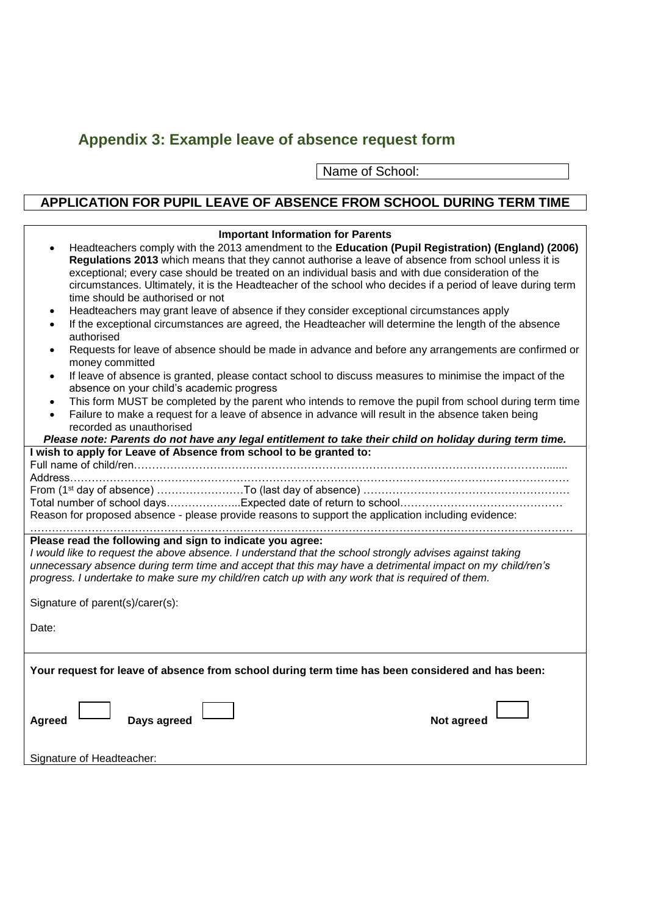## Appendix 3: Example leave of absence request form

Name of School:

### APPLICATION FOR PUPIL LEAVE OF ABSENCE FROM SCHOOL DURING TERM TIME

**Important Information for Parents**

- Headteachers comply with the 2013 amendment to the **Education (Pupil Registration) (England) (2006) Regulations 2013** which means that they cannot authorise a leave of absence from school unless it is exceptional; every case should be treated on an individual basis and with due consideration of the circumstances. Ultimately, it is the Headteacher of the school who decides if a period of leave during term time should be authorised or not
- Headteachers may grant leave of absence if they consider exceptional circumstances apply
- If the exceptional circumstances are agreed, the Headteacher will determine the length of the absence authorised
- Requests for leave of absence should be made in advance and before any arrangements are confirmed or money committed
- If leave of absence is granted, please contact school to discuss measures to minimise the impact of the absence on your child's academic progress
- This form MUST be completed by the parent who intends to remove the pupil from school during term time
- Failure to make a request for a leave of absence in advance will result in the absence taken being recorded as unauthorised

***Please note: Parents do not have any legal entitlement to take their child on holiday during term time.***

**I wish to apply for Leave of Absence from school to be granted to:**

Full name of child/ren…………………………………………………………………………………………………......

Address……………………………………………………………………………………………………………………

From (1st day of absence) ……………………To (last day of absence) …………………………………………………

Total number of school days………………...Expected date of return to school………………………………………

Reason for proposed absence - please provide reasons to support the application including evidence:

……………………………………………………………………………………………………………………………

**Please read the following and sign to indicate you agree:**

*I would like to request the above absence. I understand that the school strongly advises against taking unnecessary absence during term time and accept that this may have a detrimental impact on my child/ren's progress. I undertake to make sure my child/ren catch up with any work that is required of them.*

Signature of parent(s)/carer(s):

Date:

**Your request for leave of absence from school during term time has been considered and has been:**

**Agreed** ☐ **Days agreed** ☐ **Not agreed** ☐

Signature of Headteacher: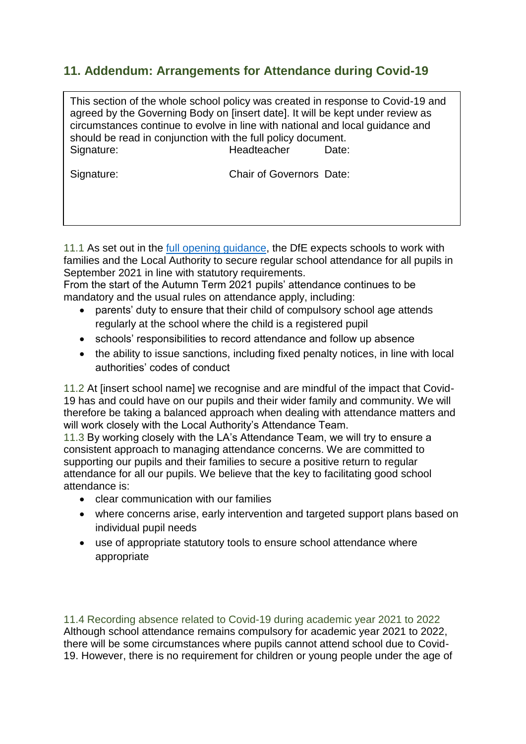## 11. Addendum: Arrangements for Attendance during Covid-19

| This section of the whole school policy was created in response to Covid-19 and agreed by the Governing Body on [insert date]. It will be kept under review as circumstances continue to evolve in line with national and local guidance and should be read in conjunction with the full policy document. | | |
|---|---|---|
| Signature: | Headteacher | Date: |
| Signature: | Chair of Governors | Date: |

11.1 As set out in the [full opening guidance](), the DfE expects schools to work with families and the Local Authority to secure regular school attendance for all pupils in September 2021 in line with statutory requirements.

From the start of the Autumn Term 2021 pupils' attendance continues to be mandatory and the usual rules on attendance apply, including:

- parents' duty to ensure that their child of compulsory school age attends regularly at the school where the child is a registered pupil
- schools' responsibilities to record attendance and follow up absence
- the ability to issue sanctions, including fixed penalty notices, in line with local authorities' codes of conduct

11.2 At [insert school name] we recognise and are mindful of the impact that Covid-19 has and could have on our pupils and their wider family and community. We will therefore be taking a balanced approach when dealing with attendance matters and will work closely with the Local Authority's Attendance Team.

11.3 By working closely with the LA's Attendance Team, we will try to ensure a consistent approach to managing attendance concerns. We are committed to supporting our pupils and their families to secure a positive return to regular attendance for all our pupils. We believe that the key to facilitating good school attendance is:

- clear communication with our families
- where concerns arise, early intervention and targeted support plans based on individual pupil needs
- use of appropriate statutory tools to ensure school attendance where appropriate

11.4 Recording absence related to Covid-19 during academic year 2021 to 2022

Although school attendance remains compulsory for academic year 2021 to 2022, there will be some circumstances where pupils cannot attend school due to Covid-19. However, there is no requirement for children or young people under the age of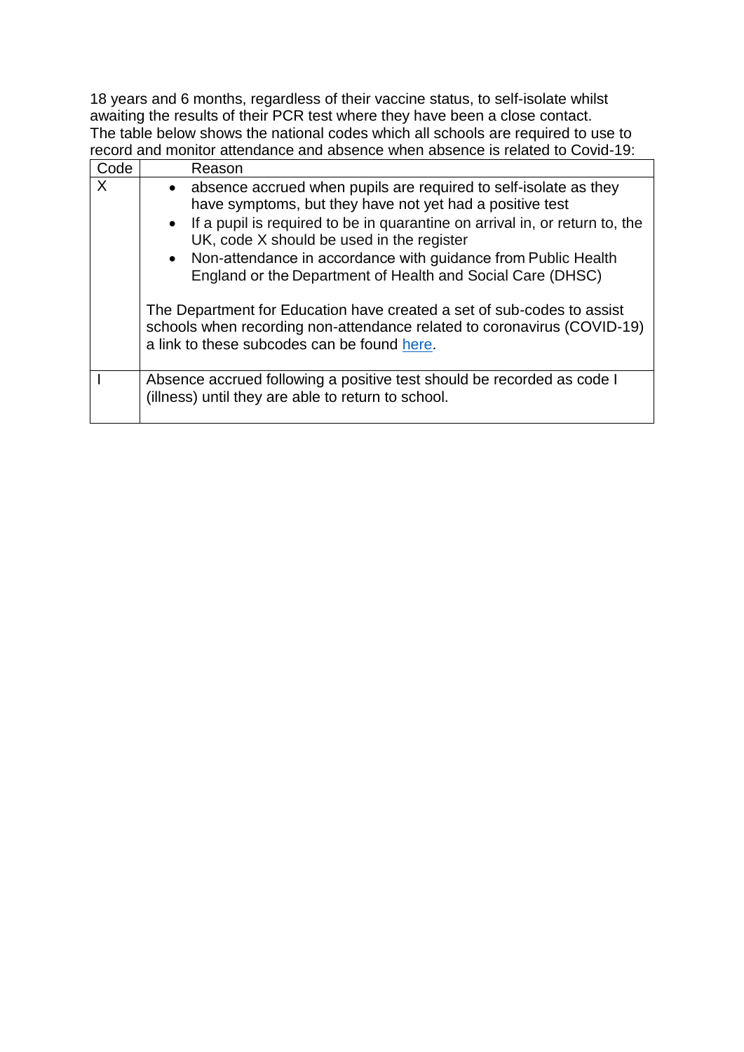18 years and 6 months, regardless of their vaccine status, to self-isolate whilst awaiting the results of their PCR test where they have been a close contact.
The table below shows the national codes which all schools are required to use to record and monitor attendance and absence when absence is related to Covid-19:

| Code | Reason |
|---|---|
| X | • absence accrued when pupils are required to self-isolate as they have symptoms, but they have not yet had a positive test<br>• If a pupil is required to be in quarantine on arrival in, or return to, the UK, code X should be used in the register<br>• Non-attendance in accordance with guidance from Public Health England or the Department of Health and Social Care (DHSC)<br><br>The Department for Education have created a set of sub-codes to assist schools when recording non-attendance related to coronavirus (COVID-19) a link to these subcodes can be found here. |
| I | Absence accrued following a positive test should be recorded as code I (illness) until they are able to return to school. |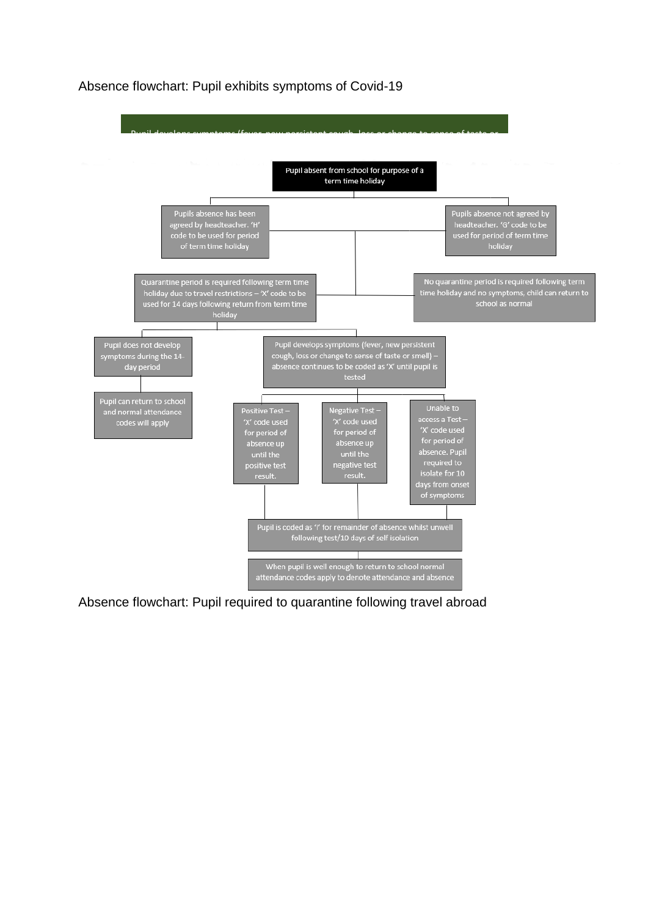Absence flowchart: Pupil exhibits symptoms of Covid-19

Pupil develops symptoms (fever, new persistent cough, loss or change to sense of taste or

Pupil absent from school for purpose of a term time holiday

Pupils absence has been agreed by headteacher. 'H' code to be used for period of term time holiday

Pupils absence not agreed by headteacher. 'G' code to be used for period of term time holiday

Quarantine period is required following term time holiday due to travel restrictions – 'X' code to be used for 14 days following return from term time holiday

No quarantine period is required following term time holiday and no symptoms, child can return to school as normal

Pupil does not develop symptoms during the 14-day period

Pupil can return to school and normal attendance codes will apply

Pupil develops symptoms (fever, new persistent cough, loss or change to sense of taste or smell) – absence continues to be coded as 'X' until pupil is tested

Positive Test – 'X' code used for period of absence up until the positive test result.

Negative Test – 'X' code used for period of absence up until the negative test result.

Unable to access a Test – 'X' code used for period of absence. Pupil required to isolate for 10 days from onset of symptoms

Pupil is coded as 'I' for remainder of absence whilst unwell following test/10 days of self isolation

When pupil is well enough to return to school normal attendance codes apply to denote attendance and absence

Absence flowchart: Pupil required to quarantine following travel abroad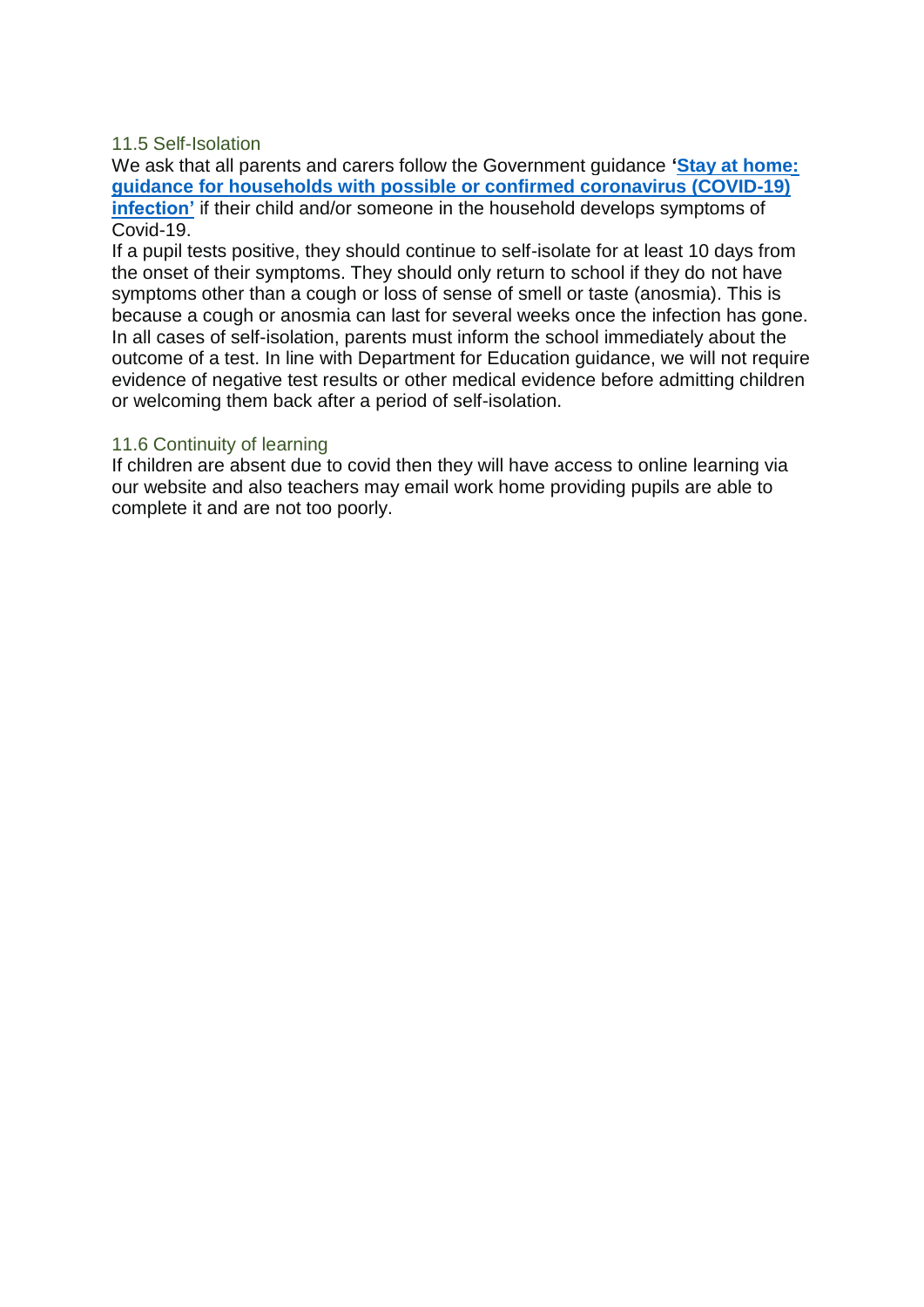### 11.5 Self-Isolation

We ask that all parents and carers follow the Government guidance **'Stay at home: guidance for households with possible or confirmed coronavirus (COVID-19) infection'** if their child and/or someone in the household develops symptoms of Covid-19.

If a pupil tests positive, they should continue to self-isolate for at least 10 days from the onset of their symptoms. They should only return to school if they do not have symptoms other than a cough or loss of sense of smell or taste (anosmia). This is because a cough or anosmia can last for several weeks once the infection has gone. In all cases of self-isolation, parents must inform the school immediately about the outcome of a test. In line with Department for Education guidance, we will not require evidence of negative test results or other medical evidence before admitting children or welcoming them back after a period of self-isolation.

### 11.6 Continuity of learning

If children are absent due to covid then they will have access to online learning via our website and also teachers may email work home providing pupils are able to complete it and are not too poorly.